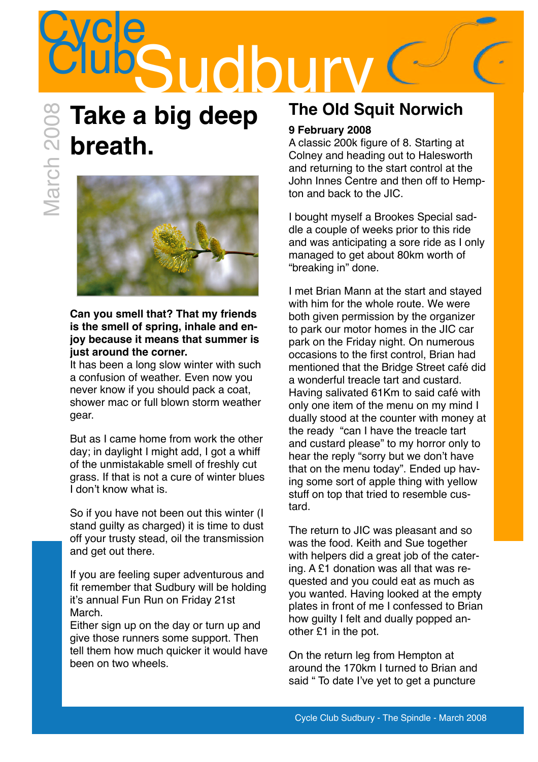# Cycle Club Sudbury

March 2008

## Take a big deep breath.

**Can you smell that? That my friends is the smell of spring, inhale and enjoy because it means that summer is just around the corner.**

It has been a long slow winter with such a confusion of weather. Even now you never know if you should pack a coat, shower mac or full blown storm weather gear.

But as I came home from work the other day; in daylight I might add, I got a whiff of the unmistakable smell of freshly cut grass. If that is not a cure of winter blues I don't know what is.

So if you have not been out this winter (I stand guilty as charged) it is time to dust off your trusty stead, oil the transmission and get out there.

If you are feeling super adventurous and fit remember that Sudbury will be holding it's annual Fun Run on Friday 21st March.

Either sign up on the day or turn up and give those runners some support. Then tell them how much quicker it would have been on two wheels.

## The Old Squit Norwich

**9 February 2008**

A classic 200k figure of 8. Starting at Colney and heading out to Halesworth and returning to the start control at the John Innes Centre and then off to Hempton and back to the JIC.

I bought myself a Brookes Special saddle a couple of weeks prior to this ride and was anticipating a sore ride as I only managed to get about 80km worth of "breaking in" done.

I met Brian Mann at the start and stayed with him for the whole route. We were both given permission by the organizer to park our motor homes in the JIC car park on the Friday night. On numerous occasions to the first control, Brian had mentioned that the Bridge Street café did a wonderful treacle tart and custard. Having salivated 61Km to said café with only one item of the menu on my mind I dually stood at the counter with money at the ready "can I have the treacle tart and custard please" to my horror only to hear the reply "sorry but we don't have that on the menu today". Ended up having some sort of apple thing with yellow stuff on top that tried to resemble custard.

The return to JIC was pleasant and so was the food. Keith and Sue together with helpers did a great job of the catering. A £1 donation was all that was requested and you could eat as much as you wanted. Having looked at the empty plates in front of me I confessed to Brian how guilty I felt and dually popped another £1 in the pot.

On the return leg from Hempton at around the 170km I turned to Brian and said " To date I've yet to get a puncture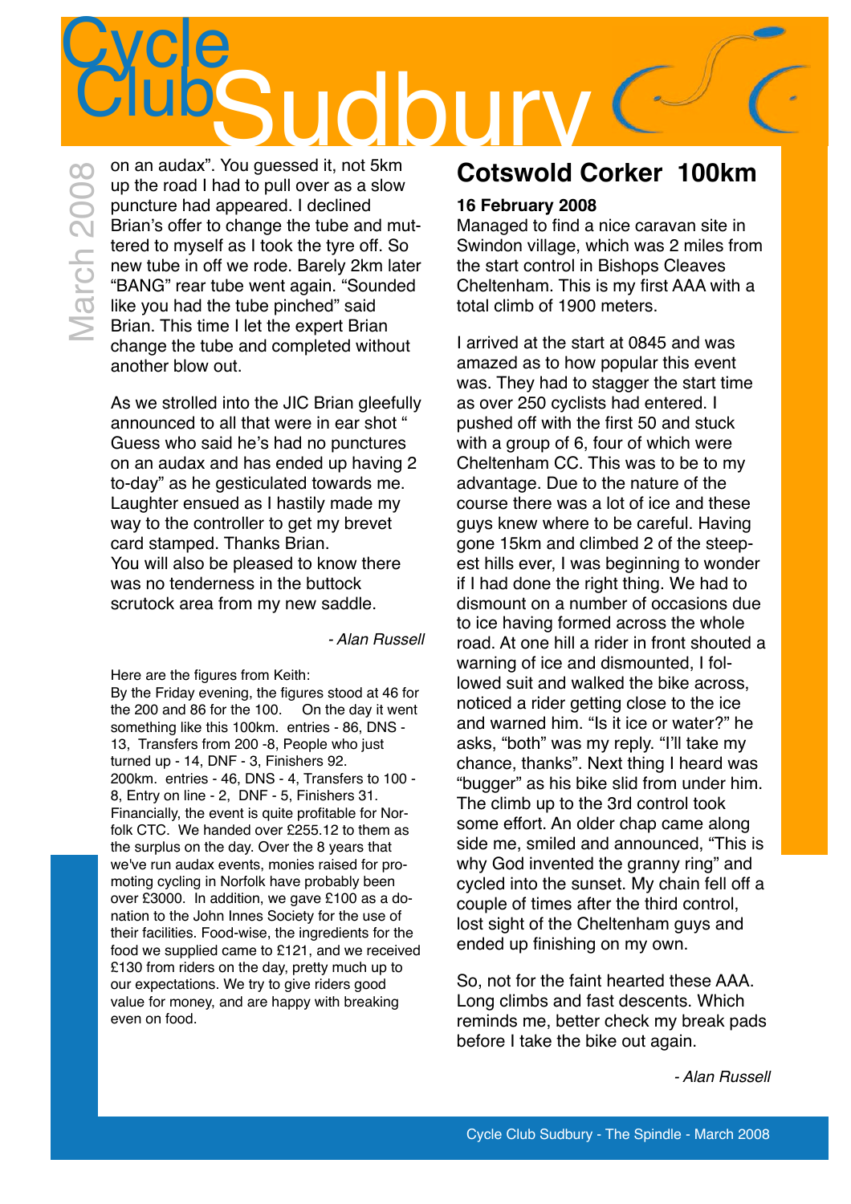on an audax". You guessed it, not 5km up the road I had to pull over as a slow puncture had appeared. I declined Brian's offer to change the tube and muttered to myself as I took the tyre off. So new tube in off we rode. Barely 2km later "BANG" rear tube went again. "Sounded like you had the tube pinched" said Brian. This time I let the expert Brian change the tube and completed without another blow out.

As we strolled into the JIC Brian gleefully announced to all that were in ear shot " Guess who said he's had no punctures on an audax and has ended up having 2 to-day" as he gesticulated towards me. Laughter ensued as I hastily made my way to the controller to get my brevet card stamped. Thanks Brian.
You will also be pleased to know there was no tenderness in the buttock scrutock area from my new saddle.

*- Alan Russell*

Here are the figures from Keith:
By the Friday evening, the figures stood at 46 for the 200 and 86 for the 100. On the day it went something like this 100km. entries - 86, DNS - 13, Transfers from 200 -8, People who just turned up - 14, DNF - 3, Finishers 92.
200km. entries - 46, DNS - 4, Transfers to 100 - 8, Entry on line - 2, DNF - 5, Finishers 31.
Financially, the event is quite profitable for Norfolk CTC. We handed over £255.12 to them as the surplus on the day. Over the 8 years that we've run audax events, monies raised for promoting cycling in Norfolk have probably been over £3000. In addition, we gave £100 as a donation to the John Innes Society for the use of their facilities. Food-wise, the ingredients for the food we supplied came to £121, and we received £130 from riders on the day, pretty much up to our expectations. We try to give riders good value for money, and are happy with breaking even on food.

## Cotswold Corker 100km

**16 February 2008**

Managed to find a nice caravan site in Swindon village, which was 2 miles from the start control in Bishops Cleaves Cheltenham. This is my first AAA with a total climb of 1900 meters.

I arrived at the start at 0845 and was amazed as to how popular this event was. They had to stagger the start time as over 250 cyclists had entered. I pushed off with the first 50 and stuck with a group of 6, four of which were Cheltenham CC. This was to be to my advantage. Due to the nature of the course there was a lot of ice and these guys knew where to be careful. Having gone 15km and climbed 2 of the steepest hills ever, I was beginning to wonder if I had done the right thing. We had to dismount on a number of occasions due to ice having formed across the whole road. At one hill a rider in front shouted a warning of ice and dismounted, I followed suit and walked the bike across, noticed a rider getting close to the ice and warned him. "Is it ice or water?" he asks, "both" was my reply. "I'll take my chance, thanks". Next thing I heard was "bugger" as his bike slid from under him. The climb up to the 3rd control took some effort. An older chap came along side me, smiled and announced, "This is why God invented the granny ring" and cycled into the sunset. My chain fell off a couple of times after the third control, lost sight of the Cheltenham guys and ended up finishing on my own.

So, not for the faint hearted these AAA. Long climbs and fast descents. Which reminds me, better check my break pads before I take the bike out again.

*- Alan Russell*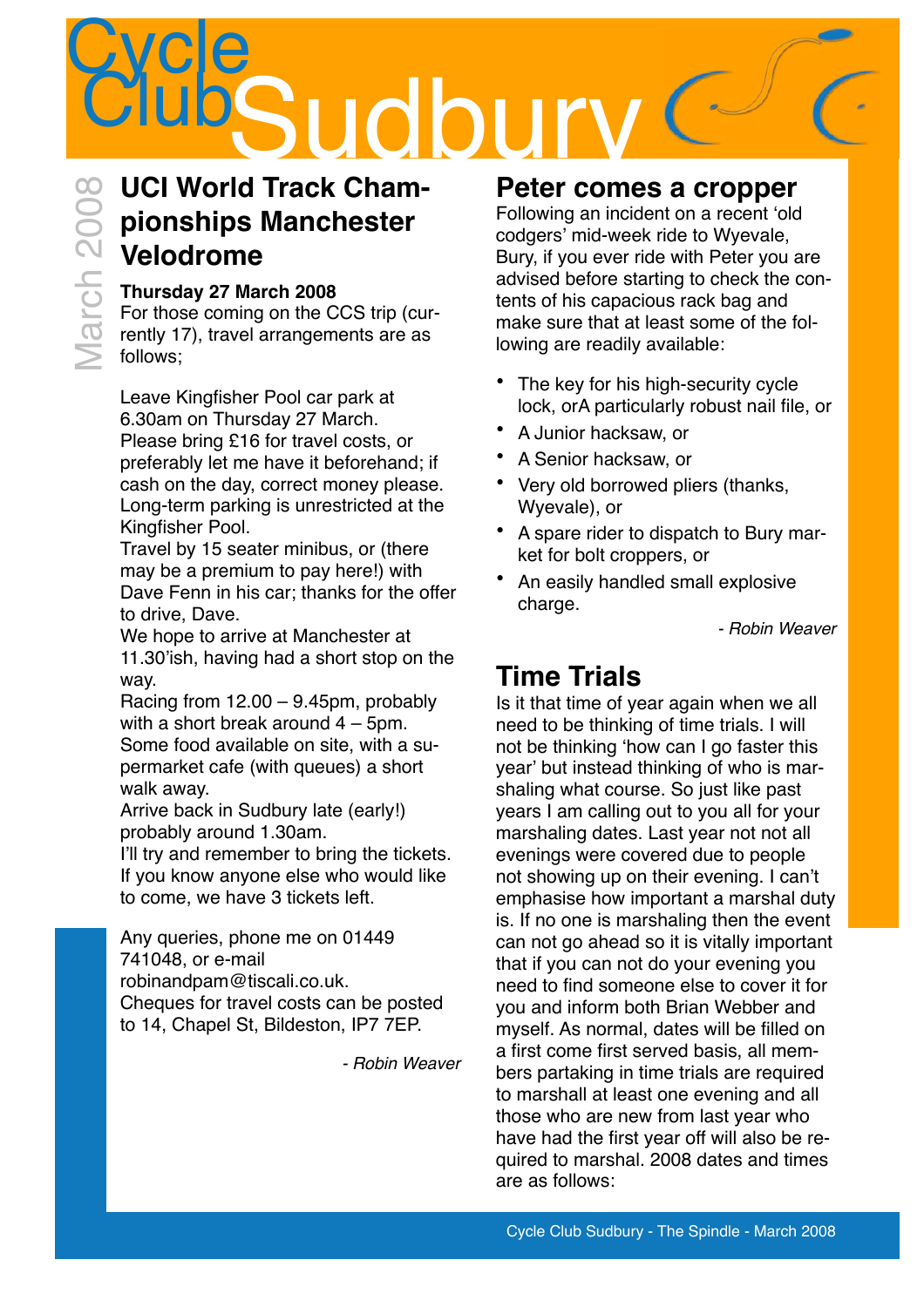# Cycle Club Sudbury

March 2008

## UCI World Track Championships Manchester Velodrome

**Thursday 27 March 2008**
For those coming on the CCS trip (currently 17), travel arrangements are as follows;

Leave Kingfisher Pool car park at 6.30am on Thursday 27 March.
Please bring £16 for travel costs, or preferably let me have it beforehand; if cash on the day, correct money please.
Long-term parking is unrestricted at the Kingfisher Pool.
Travel by 15 seater minibus, or (there may be a premium to pay here!) with Dave Fenn in his car; thanks for the offer to drive, Dave.
We hope to arrive at Manchester at 11.30'ish, having had a short stop on the way.
Racing from 12.00 – 9.45pm, probably with a short break around 4 – 5pm.
Some food available on site, with a supermarket cafe (with queues) a short walk away.
Arrive back in Sudbury late (early!) probably around 1.30am.
I'll try and remember to bring the tickets.
If you know anyone else who would like to come, we have 3 tickets left.

Any queries, phone me on 01449 741048, or e-mail robinandpam@tiscali.co.uk.
Cheques for travel costs can be posted to 14, Chapel St, Bildeston, IP7 7EP.

*- Robin Weaver*

## Peter comes a cropper

Following an incident on a recent 'old codgers' mid-week ride to Wyevale, Bury, if you ever ride with Peter you are advised before starting to check the contents of his capacious rack bag and make sure that at least some of the following are readily available:

- The key for his high-security cycle lock, orA particularly robust nail file, or
- A Junior hacksaw, or
- A Senior hacksaw, or
- Very old borrowed pliers (thanks, Wyevale), or
- A spare rider to dispatch to Bury market for bolt croppers, or
- An easily handled small explosive charge.

*- Robin Weaver*

## Time Trials

Is it that time of year again when we all need to be thinking of time trials. I will not be thinking 'how can I go faster this year' but instead thinking of who is marshaling what course. So just like past years I am calling out to you all for your marshaling dates. Last year not not all evenings were covered due to people not showing up on their evening. I can't emphasise how important a marshal duty is. If no one is marshaling then the event can not go ahead so it is vitally important that if you can not do your evening you need to find someone else to cover it for you and inform both Brian Webber and myself. As normal, dates will be filled on a first come first served basis, all members partaking in time trials are required to marshall at least one evening and all those who are new from last year who have had the first year off will also be required to marshal. 2008 dates and times are as follows: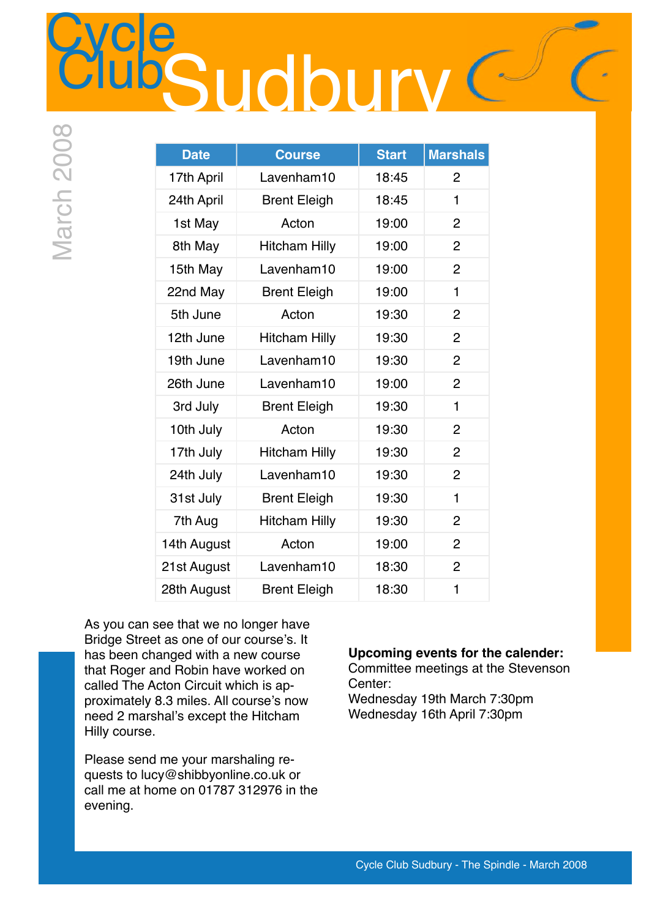# Cycle Club Sudbury

March 2008

| Date | Course | Start | Marshals |
|---|---|---|---|
| 17th April | Lavenham10 | 18:45 | 2 |
| 24th April | Brent Eleigh | 18:45 | 1 |
| 1st May | Acton | 19:00 | 2 |
| 8th May | Hitcham Hilly | 19:00 | 2 |
| 15th May | Lavenham10 | 19:00 | 2 |
| 22nd May | Brent Eleigh | 19:00 | 1 |
| 5th June | Acton | 19:30 | 2 |
| 12th June | Hitcham Hilly | 19:30 | 2 |
| 19th June | Lavenham10 | 19:30 | 2 |
| 26th June | Lavenham10 | 19:00 | 2 |
| 3rd July | Brent Eleigh | 19:30 | 1 |
| 10th July | Acton | 19:30 | 2 |
| 17th July | Hitcham Hilly | 19:30 | 2 |
| 24th July | Lavenham10 | 19:30 | 2 |
| 31st July | Brent Eleigh | 19:30 | 1 |
| 7th Aug | Hitcham Hilly | 19:30 | 2 |
| 14th August | Acton | 19:00 | 2 |
| 21st August | Lavenham10 | 18:30 | 2 |
| 28th August | Brent Eleigh | 18:30 | 1 |

As you can see that we no longer have Bridge Street as one of our course's. It has been changed with a new course that Roger and Robin have worked on called The Acton Circuit which is approximately 8.3 miles. All course's now need 2 marshal's except the Hitcham Hilly course.

Please send me your marshaling requests to lucy@shibbyonline.co.uk or call me at home on 01787 312976 in the evening.

**Upcoming events for the calender:**
Committee meetings at the Stevenson Center:
Wednesday 19th March 7:30pm
Wednesday 16th April 7:30pm